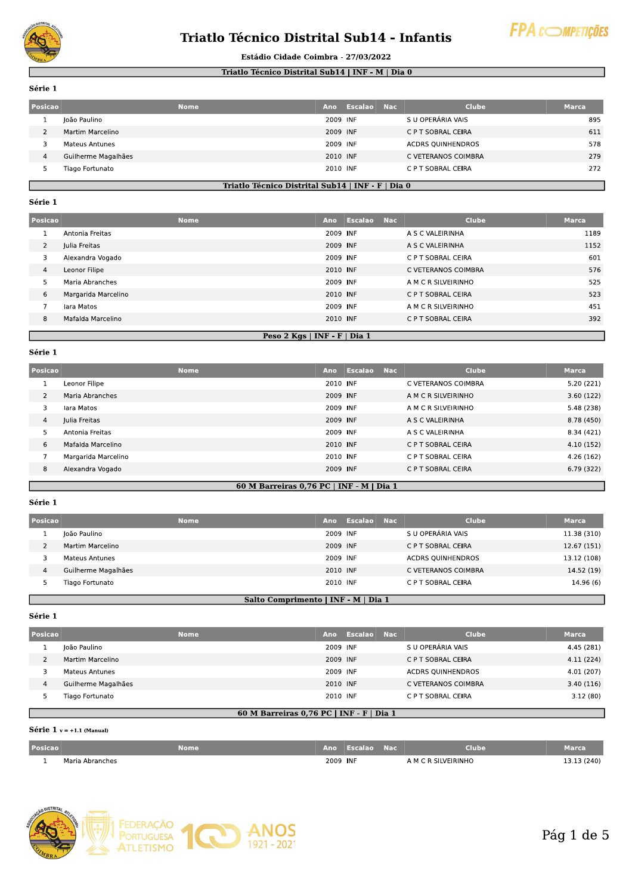# Triatlo Técnico Distrital Sub14 - Infantis

**Estádio Cidade Coimbra - 27/03/2022**

## Triatlo Técnico Distrital Sub14 | INF - M | Dia 0

**Série 1**

| Posicao | Nome | Ano | Escalao | Nac | Clube | Marca |
|---|---|---|---|---|---|---|
| 1 | João Paulino | 2009 | INF | | S U OPERÁRIA VAIS | 895 |
| 2 | Martim Marcelino | 2009 | INF | | C P T SOBRAL CEIRA | 611 |
| 3 | Mateus Antunes | 2009 | INF | | ACDRS QUINHENDROS | 578 |
| 4 | Guilherme Magalhães | 2010 | INF | | C VETERANOS COIMBRA | 279 |
| 5 | Tiago Fortunato | 2010 | INF | | C P T SOBRAL CEIRA | 272 |

## Triatlo Técnico Distrital Sub14 | INF - F | Dia 0

**Série 1**

| Posicao | Nome | Ano | Escalao | Nac | Clube | Marca |
|---|---|---|---|---|---|---|
| 1 | Antonia Freitas | 2009 | INF | | A S C VALEIRINHA | 1189 |
| 2 | Julia Freitas | 2009 | INF | | A S C VALEIRINHA | 1152 |
| 3 | Alexandra Vogado | 2009 | INF | | C P T SOBRAL CEIRA | 601 |
| 4 | Leonor Filipe | 2010 | INF | | C VETERANOS COIMBRA | 576 |
| 5 | Maria Abranches | 2009 | INF | | A M C R SILVEIRINHO | 525 |
| 6 | Margarida Marcelino | 2010 | INF | | C P T SOBRAL CEIRA | 523 |
| 7 | Iara Matos | 2009 | INF | | A M C R SILVEIRINHO | 451 |
| 8 | Mafalda Marcelino | 2010 | INF | | C P T SOBRAL CEIRA | 392 |

## Peso 2 Kgs | INF - F | Dia 1

**Série 1**

| Posicao | Nome | Ano | Escalao | Nac | Clube | Marca |
|---|---|---|---|---|---|---|
| 1 | Leonor Filipe | 2010 | INF | | C VETERANOS COIMBRA | 5.20 (221) |
| 2 | Maria Abranches | 2009 | INF | | A M C R SILVEIRINHO | 3.60 (122) |
| 3 | Iara Matos | 2009 | INF | | A M C R SILVEIRINHO | 5.48 (238) |
| 4 | Julia Freitas | 2009 | INF | | A S C VALEIRINHA | 8.78 (450) |
| 5 | Antonia Freitas | 2009 | INF | | A S C VALEIRINHA | 8.34 (421) |
| 6 | Mafalda Marcelino | 2010 | INF | | C P T SOBRAL CEIRA | 4.10 (152) |
| 7 | Margarida Marcelino | 2010 | INF | | C P T SOBRAL CEIRA | 4.26 (162) |
| 8 | Alexandra Vogado | 2009 | INF | | C P T SOBRAL CEIRA | 6.79 (322) |

## 60 M Barreiras 0,76 PC | INF - M | Dia 1

**Série 1**

| Posicao | Nome | Ano | Escalao | Nac | Clube | Marca |
|---|---|---|---|---|---|---|
| 1 | João Paulino | 2009 | INF | | S U OPERÁRIA VAIS | 11.38 (310) |
| 2 | Martim Marcelino | 2009 | INF | | C P T SOBRAL CEIRA | 12.67 (151) |
| 3 | Mateus Antunes | 2009 | INF | | ACDRS QUINHENDROS | 13.12 (108) |
| 4 | Guilherme Magalhães | 2010 | INF | | C VETERANOS COIMBRA | 14.52 (19) |
| 5 | Tiago Fortunato | 2010 | INF | | C P T SOBRAL CEIRA | 14.96 (6) |

## Salto Comprimento | INF - M | Dia 1

**Série 1**

| Posicao | Nome | Ano | Escalao | Nac | Clube | Marca |
|---|---|---|---|---|---|---|
| 1 | João Paulino | 2009 | INF | | S U OPERÁRIA VAIS | 4.45 (281) |
| 2 | Martim Marcelino | 2009 | INF | | C P T SOBRAL CEIRA | 4.11 (224) |
| 3 | Mateus Antunes | 2009 | INF | | ACDRS QUINHENDROS | 4.01 (207) |
| 4 | Guilherme Magalhães | 2010 | INF | | C VETERANOS COIMBRA | 3.40 (116) |
| 5 | Tiago Fortunato | 2010 | INF | | C P T SOBRAL CEIRA | 3.12 (80) |

## 60 M Barreiras 0,76 PC | INF - F | Dia 1

**Série 1** v = +1.1 (Manual)

| Posicao | Nome | Ano | Escalao | Nac | Clube | Marca |
|---|---|---|---|---|---|---|
| 1 | Maria Abranches | 2009 | INF | | A M C R SILVEIRINHO | 13.13 (240) |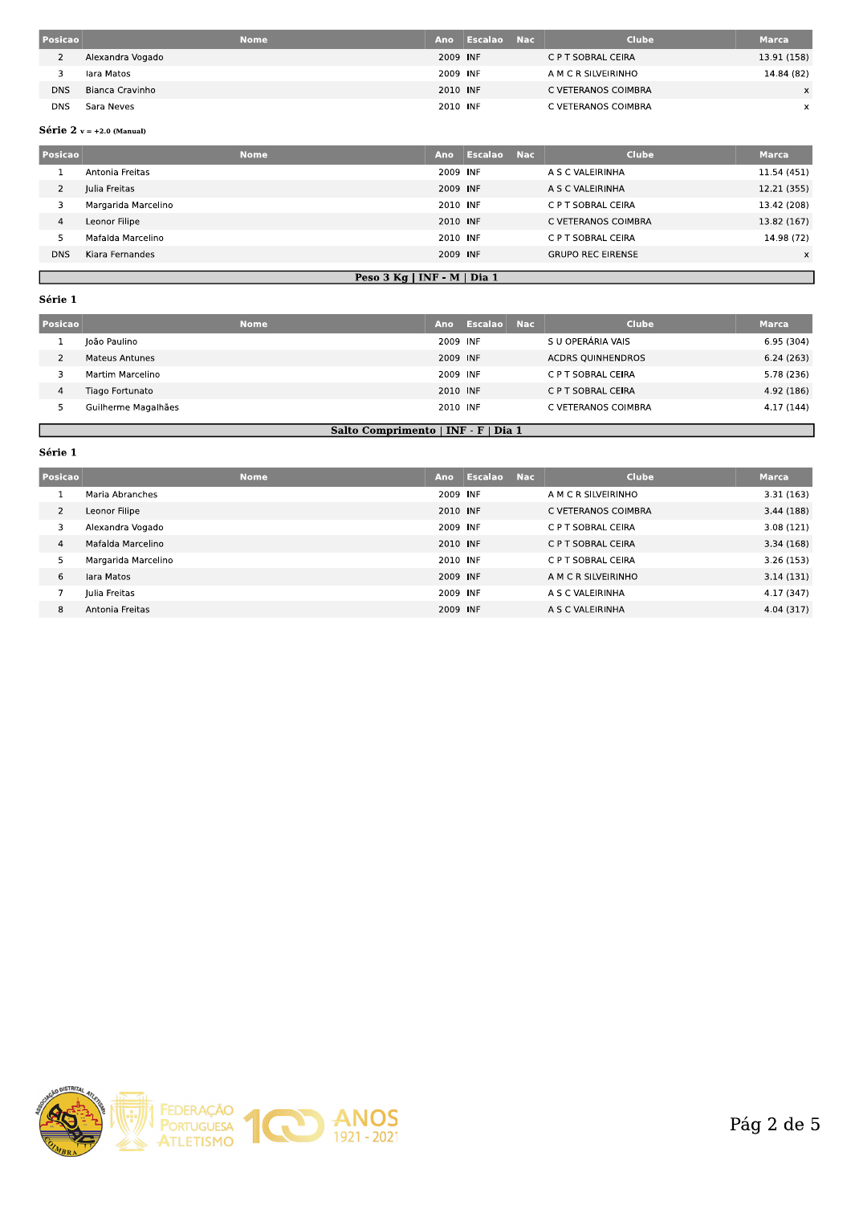| Posicao | Nome | Ano | Escalao | Nac | Clube | Marca |
|---|---|---|---|---|---|---|
| 2 | Alexandra Vogado | 2009 | INF | | C P T SOBRAL CEIRA | 13.91 (158) |
| 3 | Iara Matos | 2009 | INF | | A M C R SILVEIRINHO | 14.84 (82) |
| DNS | Bianca Cravinho | 2010 | INF | | C VETERANOS COIMBRA | x |
| DNS | Sara Neves | 2010 | INF | | C VETERANOS COIMBRA | x |

**Série 2** v = +2.0 (Manual)

| Posicao | Nome | Ano | Escalao | Nac | Clube | Marca |
|---|---|---|---|---|---|---|
| 1 | Antonia Freitas | 2009 | INF | | A S C VALEIRINHA | 11.54 (451) |
| 2 | Julia Freitas | 2009 | INF | | A S C VALEIRINHA | 12.21 (355) |
| 3 | Margarida Marcelino | 2010 | INF | | C P T SOBRAL CEIRA | 13.42 (208) |
| 4 | Leonor Filipe | 2010 | INF | | C VETERANOS COIMBRA | 13.82 (167) |
| 5 | Mafalda Marcelino | 2010 | INF | | C P T SOBRAL CEIRA | 14.98 (72) |
| DNS | Kiara Fernandes | 2009 | INF | | GRUPO REC EIRENSE | x |

## Peso 3 Kg | INF - M | Dia 1

**Série 1**

| Posicao | Nome | Ano | Escalao | Nac | Clube | Marca |
|---|---|---|---|---|---|---|
| 1 | João Paulino | 2009 | INF | | S U OPERÁRIA VAIS | 6.95 (304) |
| 2 | Mateus Antunes | 2009 | INF | | ACDRS QUINHENDROS | 6.24 (263) |
| 3 | Martim Marcelino | 2009 | INF | | C P T SOBRAL CEIRA | 5.78 (236) |
| 4 | Tiago Fortunato | 2010 | INF | | C P T SOBRAL CEIRA | 4.92 (186) |
| 5 | Guilherme Magalhães | 2010 | INF | | C VETERANOS COIMBRA | 4.17 (144) |

## Salto Comprimento | INF - F | Dia 1

**Série 1**

| Posicao | Nome | Ano | Escalao | Nac | Clube | Marca |
|---|---|---|---|---|---|---|
| 1 | Maria Abranches | 2009 | INF | | A M C R SILVEIRINHO | 3.31 (163) |
| 2 | Leonor Filipe | 2010 | INF | | C VETERANOS COIMBRA | 3.44 (188) |
| 3 | Alexandra Vogado | 2009 | INF | | C P T SOBRAL CEIRA | 3.08 (121) |
| 4 | Mafalda Marcelino | 2010 | INF | | C P T SOBRAL CEIRA | 3.34 (168) |
| 5 | Margarida Marcelino | 2010 | INF | | C P T SOBRAL CEIRA | 3.26 (153) |
| 6 | Iara Matos | 2009 | INF | | A M C R SILVEIRINHO | 3.14 (131) |
| 7 | Julia Freitas | 2009 | INF | | A S C VALEIRINHA | 4.17 (347) |
| 8 | Antonia Freitas | 2009 | INF | | A S C VALEIRINHA | 4.04 (317) |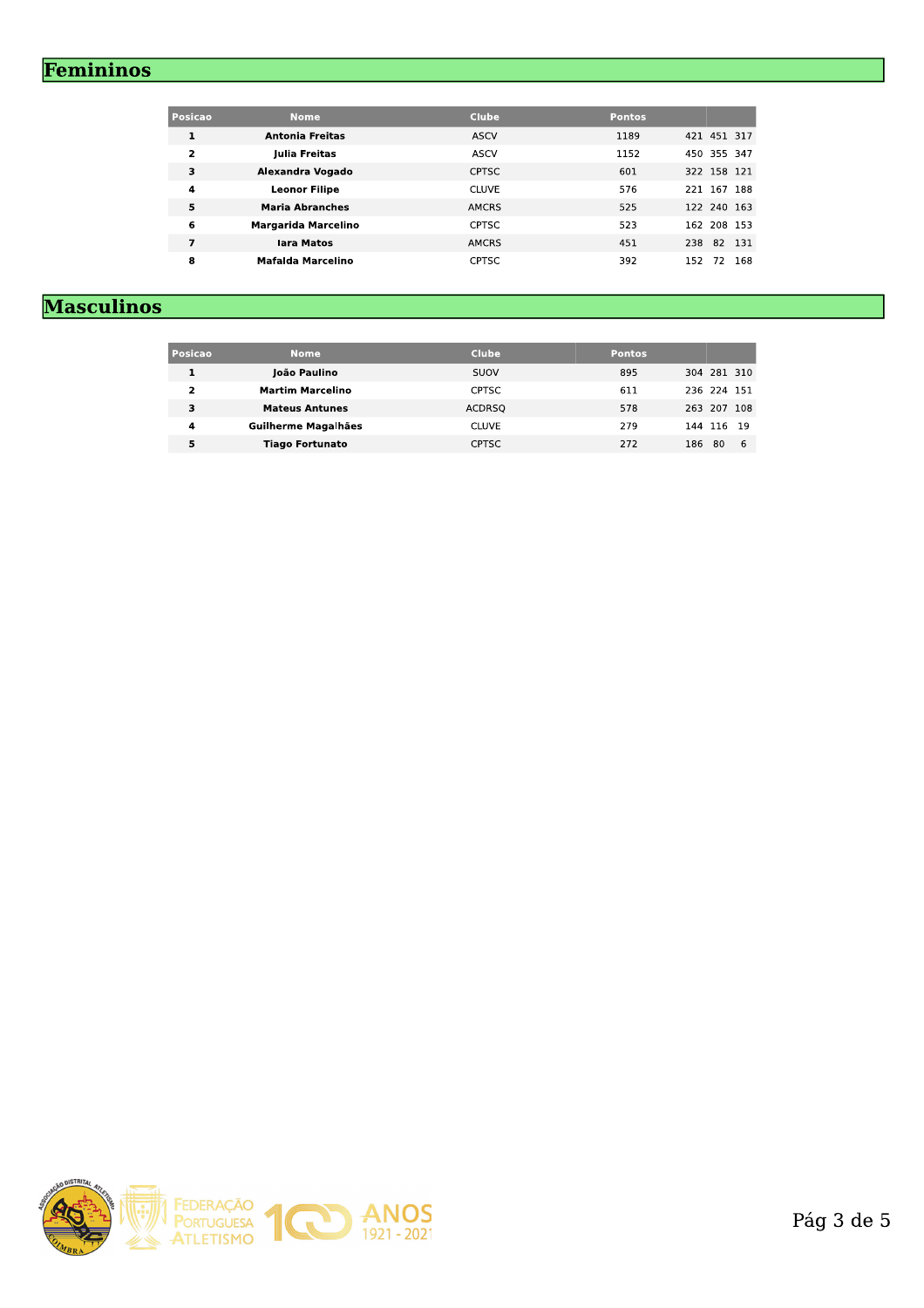## Femininos

| Posicao | Nome | Clube | Pontos | | | |
|---|---|---|---|---|---|---|
| 1 | Antonia Freitas | ASCV | 1189 | 421 | 451 | 317 |
| 2 | Julia Freitas | ASCV | 1152 | 450 | 355 | 347 |
| 3 | Alexandra Vogado | CPTSC | 601 | 322 | 158 | 121 |
| 4 | Leonor Filipe | CLUVE | 576 | 221 | 167 | 188 |
| 5 | Maria Abranches | AMCRS | 525 | 122 | 240 | 163 |
| 6 | Margarida Marcelino | CPTSC | 523 | 162 | 208 | 153 |
| 7 | Iara Matos | AMCRS | 451 | 238 | 82 | 131 |
| 8 | Mafalda Marcelino | CPTSC | 392 | 152 | 72 | 168 |

## Masculinos

| Posicao | Nome | Clube | Pontos | | | |
|---|---|---|---|---|---|---|
| 1 | João Paulino | SUOV | 895 | 304 | 281 | 310 |
| 2 | Martim Marcelino | CPTSC | 611 | 236 | 224 | 151 |
| 3 | Mateus Antunes | ACDRSQ | 578 | 263 | 207 | 108 |
| 4 | Guilherme Magalhães | CLUVE | 279 | 144 | 116 | 19 |
| 5 | Tiago Fortunato | CPTSC | 272 | 186 | 80 | 6 |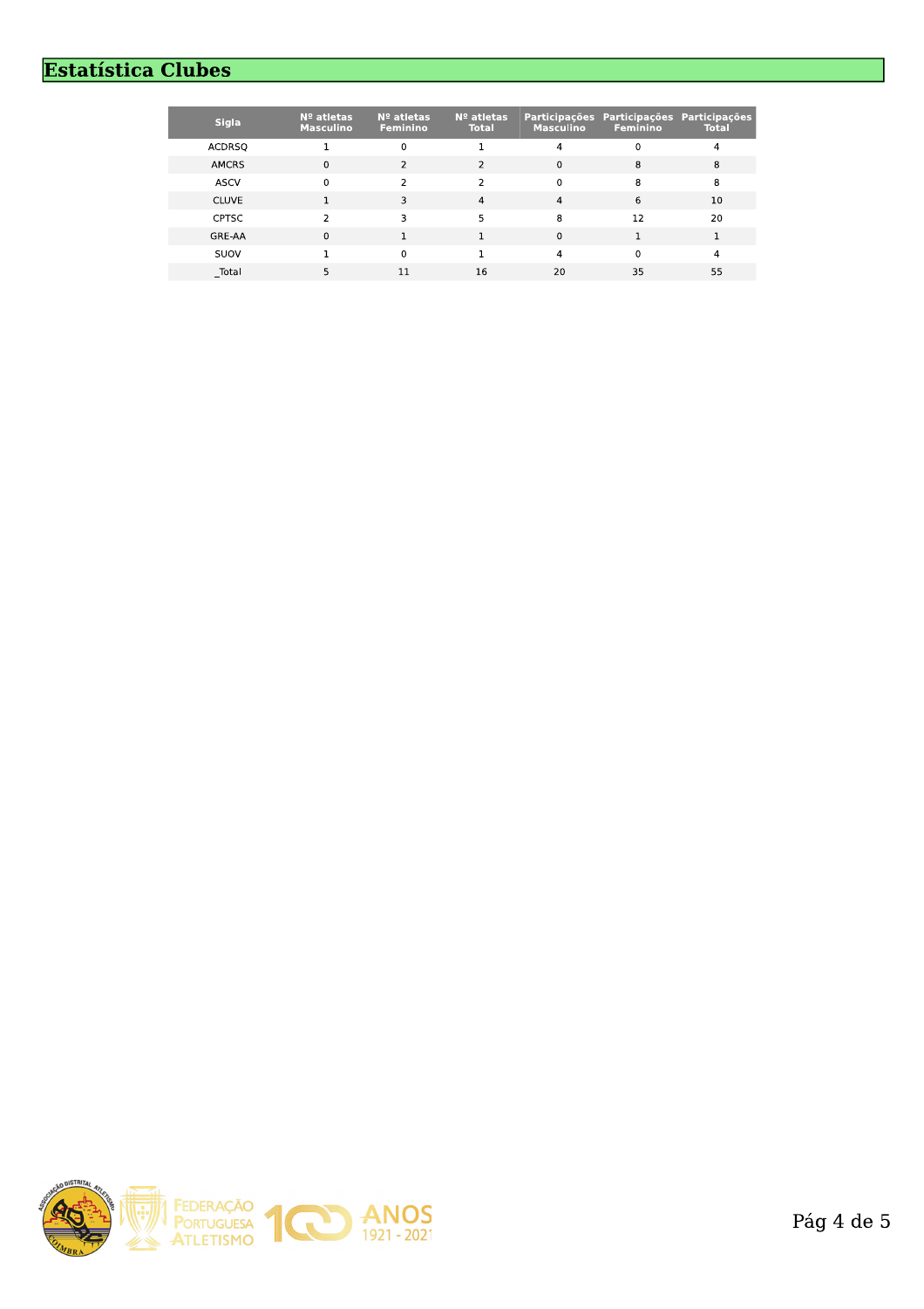## Estatística Clubes

| Sigla | Nº atletas Masculino | Nº atletas Feminino | Nº atletas Total | Participações Masculino | Participações Feminino | Participações Total |
|---|---|---|---|---|---|---|
| ACDRSQ | 1 | 0 | 1 | 4 | 0 | 4 |
| AMCRS | 0 | 2 | 2 | 0 | 8 | 8 |
| ASCV | 0 | 2 | 2 | 0 | 8 | 8 |
| CLUVE | 1 | 3 | 4 | 4 | 6 | 10 |
| CPTSC | 2 | 3 | 5 | 8 | 12 | 20 |
| GRE-AA | 0 | 1 | 1 | 0 | 1 | 1 |
| SUOV | 1 | 0 | 1 | 4 | 0 | 4 |
| _Total | 5 | 11 | 16 | 20 | 35 | 55 |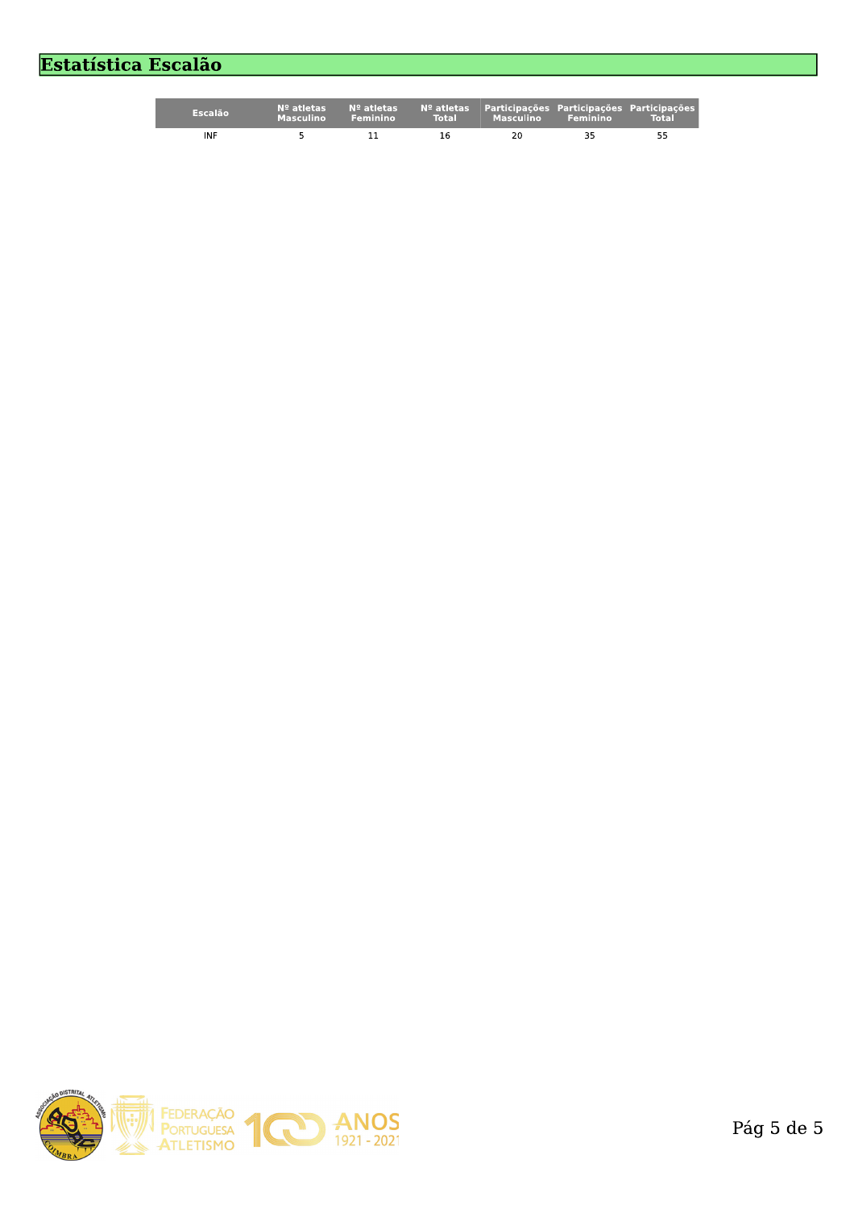# Estatística Escalão

| Escalão | Nº atletas Masculino | Nº atletas Feminino | Nº atletas Total | Participações Masculino | Participações Feminino | Participações Total |
|---|---|---|---|---|---|---|
| INF | 5 | 11 | 16 | 20 | 35 | 55 |